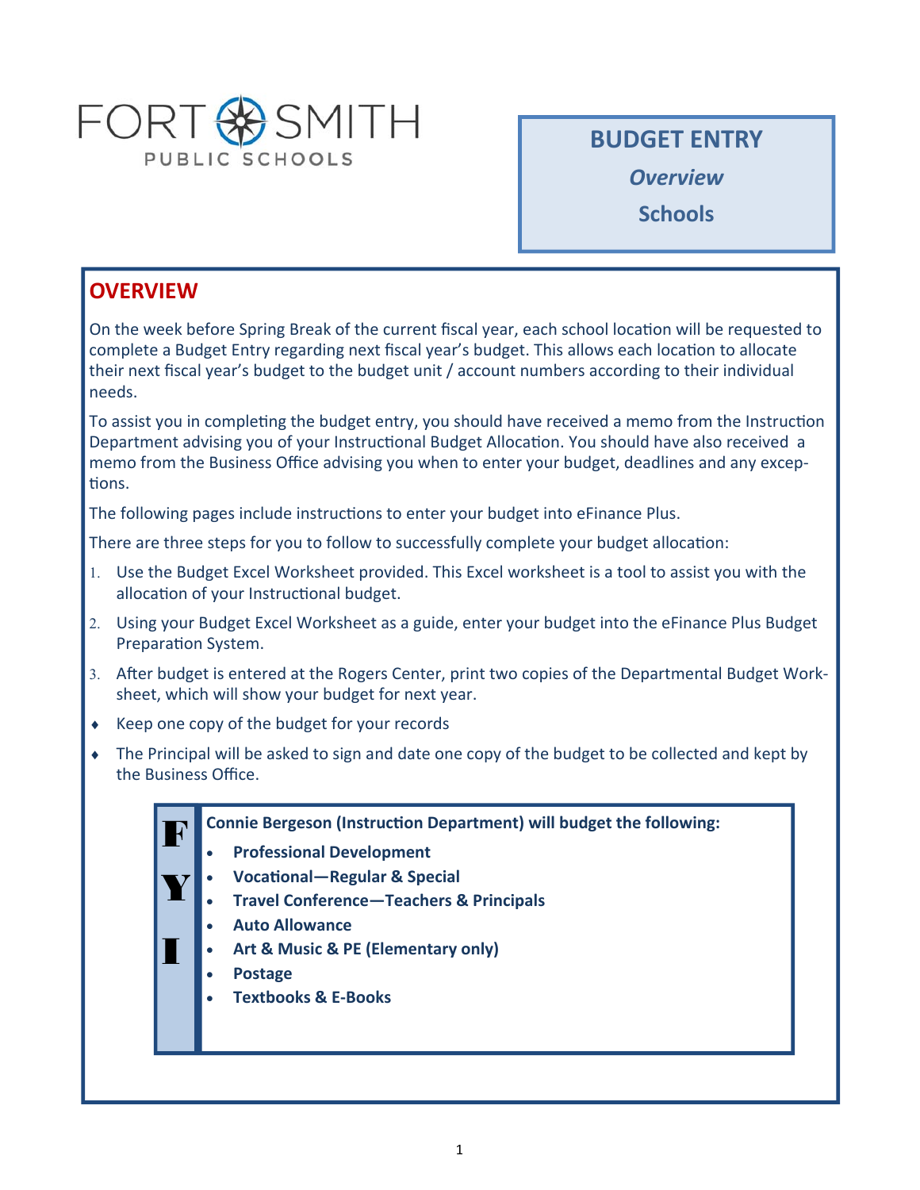FORT SMITH PUBLIC SCHOOLS

**BUDGET ENTRY**

***Overview***

**Schools**

## OVERVIEW

On the week before Spring Break of the current fiscal year, each school location will be requested to complete a Budget Entry regarding next fiscal year's budget. This allows each location to allocate their next fiscal year's budget to the budget unit / account numbers according to their individual needs.

To assist you in completing the budget entry, you should have received a memo from the Instruction Department advising you of your Instructional Budget Allocation. You should have also received a memo from the Business Office advising you when to enter your budget, deadlines and any exceptions.

The following pages include instructions to enter your budget into eFinance Plus.

There are three steps for you to follow to successfully complete your budget allocation:

1. Use the Budget Excel Worksheet provided. This Excel worksheet is a tool to assist you with the allocation of your Instructional budget.
2. Using your Budget Excel Worksheet as a guide, enter your budget into the eFinance Plus Budget Preparation System.
3. After budget is entered at the Rogers Center, print two copies of the Departmental Budget Worksheet, which will show your budget for next year.

- Keep one copy of the budget for your records
- The Principal will be asked to sign and date one copy of the budget to be collected and kept by the Business Office.

**FYI**

**Connie Bergeson (Instruction Department) will budget the following:**

- **Professional Development**
- **Vocational—Regular & Special**
- **Travel Conference—Teachers & Principals**
- **Auto Allowance**
- **Art & Music & PE (Elementary only)**
- **Postage**
- **Textbooks & E-Books**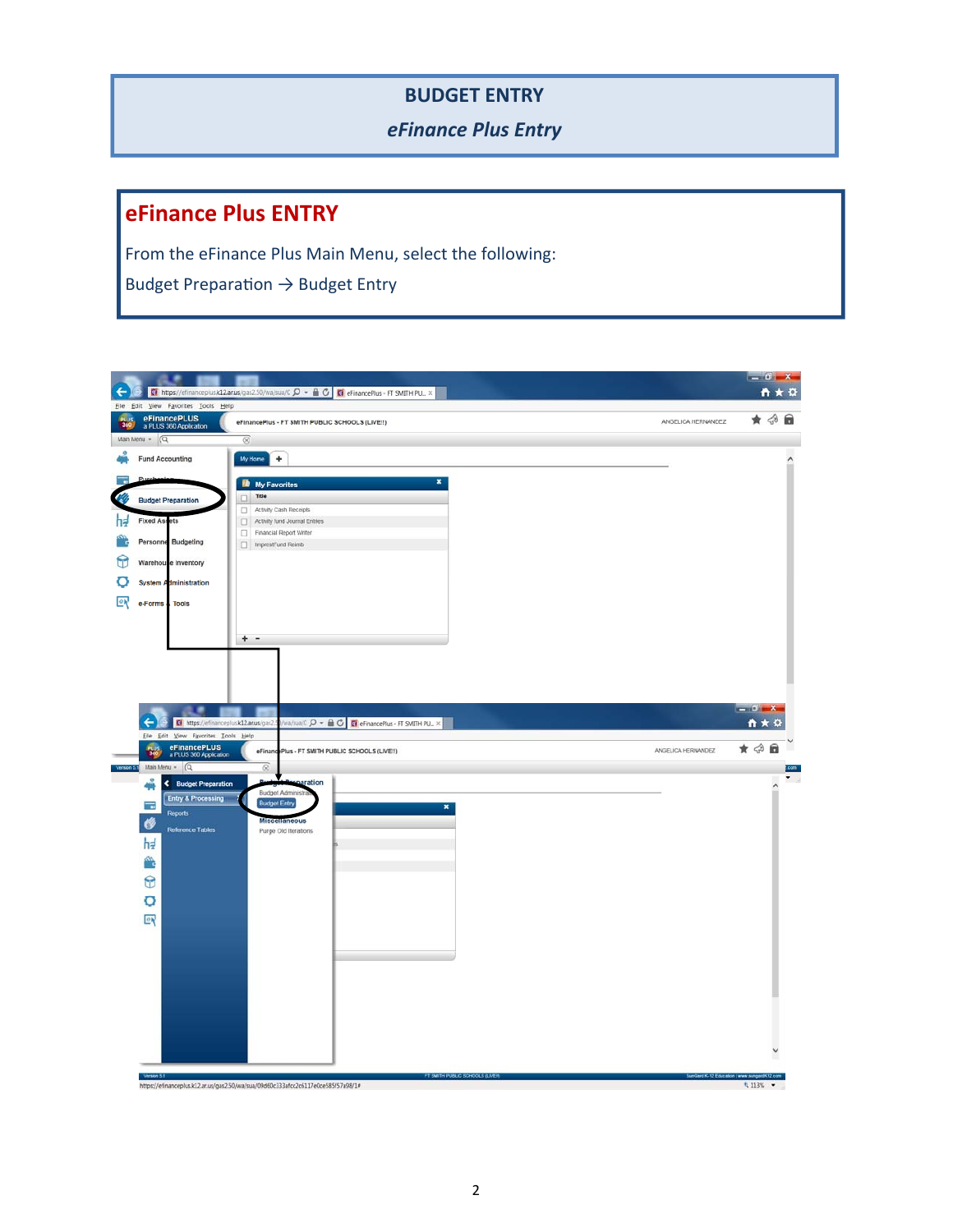# BUDGET ENTRY

*eFinance Plus Entry*

## eFinance Plus ENTRY

From the eFinance Plus Main Menu, select the following:

Budget Preparation → Budget Entry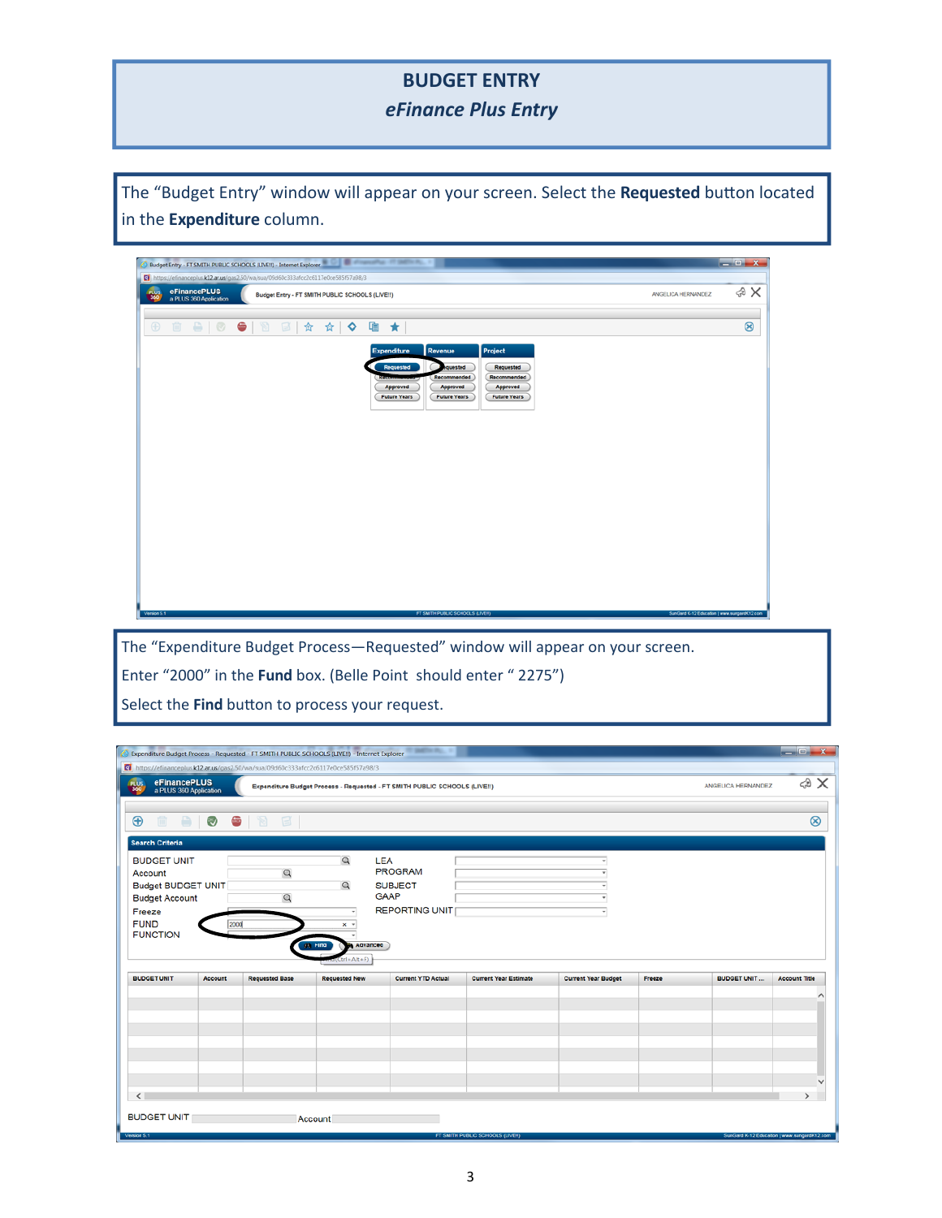# BUDGET ENTRY

## *eFinance Plus Entry*

The “Budget Entry” window will appear on your screen. Select the **Requested** button located in the **Expenditure** column.

The “Expenditure Budget Process—Requested” window will appear on your screen.

Enter “2000” in the **Fund** box. (Belle Point should enter “ 2275”)

Select the **Find** button to process your request.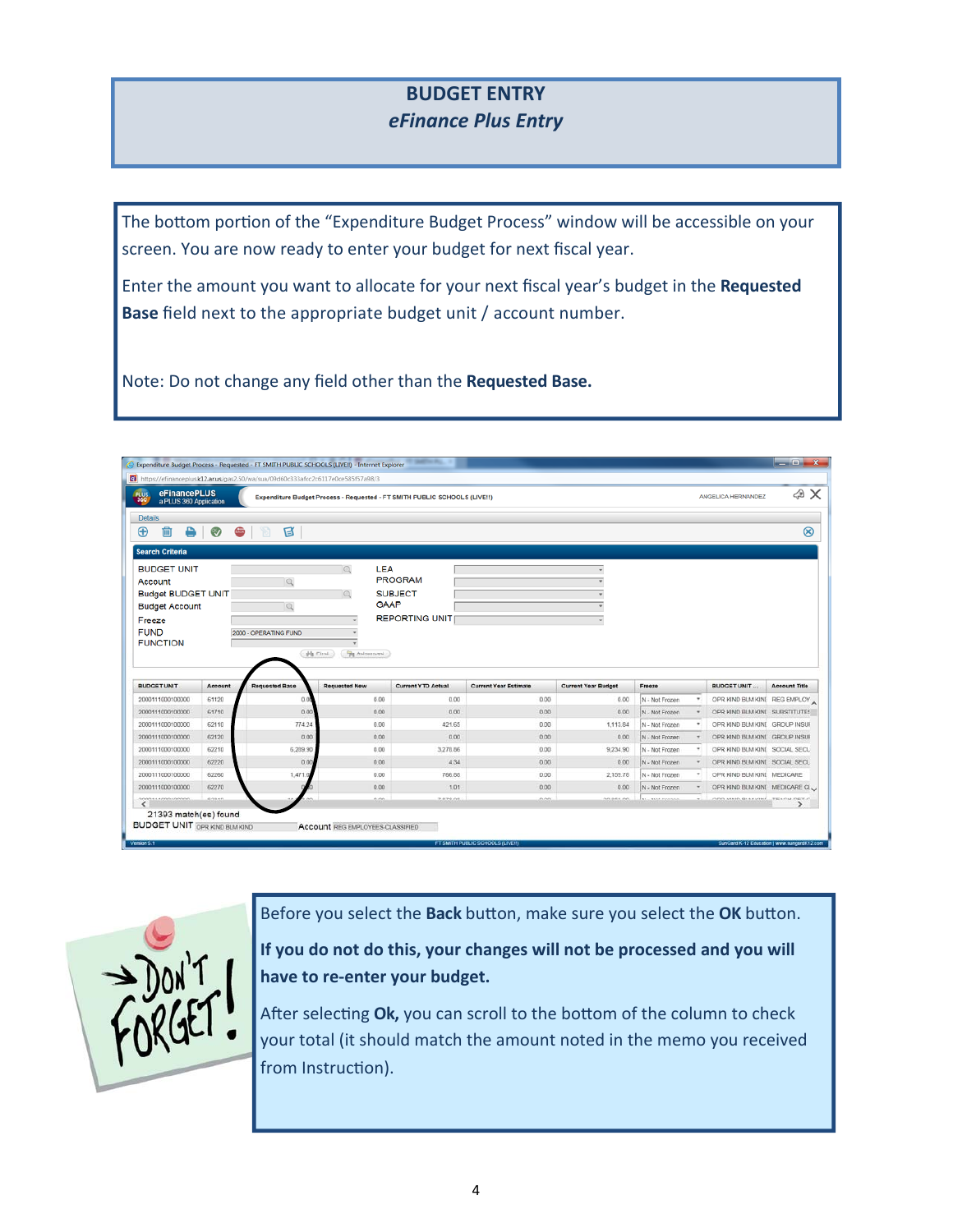# BUDGET ENTRY

## *eFinance Plus Entry*

The bottom portion of the "Expenditure Budget Process" window will be accessible on your screen. You are now ready to enter your budget for next fiscal year.

Enter the amount you want to allocate for your next fiscal year's budget in the **Requested Base** field next to the appropriate budget unit / account number.

Note: Do not change any field other than the **Requested Base.**

Before you select the **Back** button, make sure you select the **OK** button.

**If you do not do this, your changes will not be processed and you will have to re-enter your budget.**

After selecting **Ok,** you can scroll to the bottom of the column to check your total (it should match the amount noted in the memo you received from Instruction).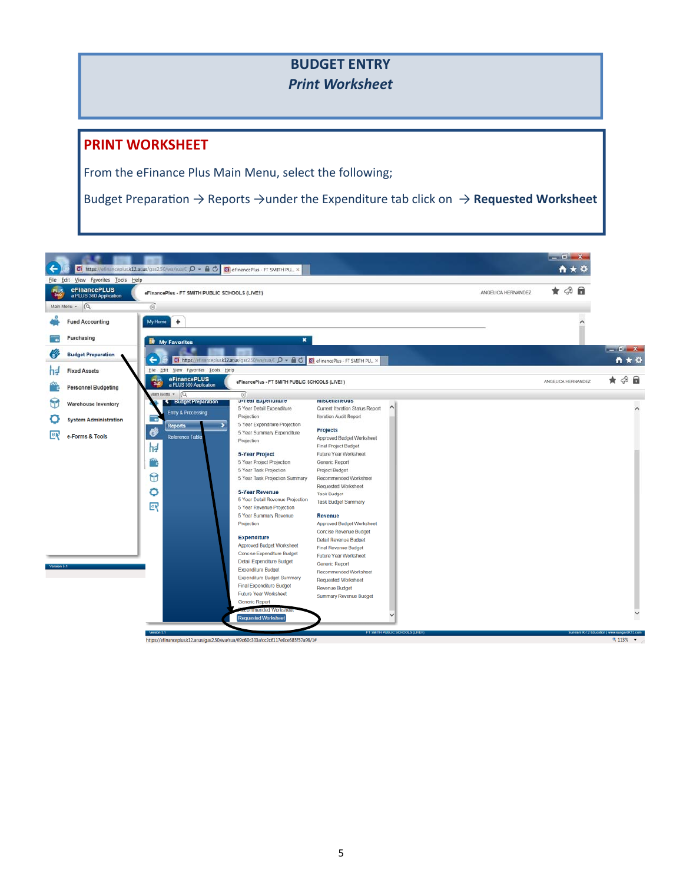# BUDGET ENTRY

## *Print Worksheet*

## PRINT WORKSHEET

From the eFinance Plus Main Menu, select the following;

Budget Preparation → Reports →under the Expenditure tab click on → **Requested Worksheet**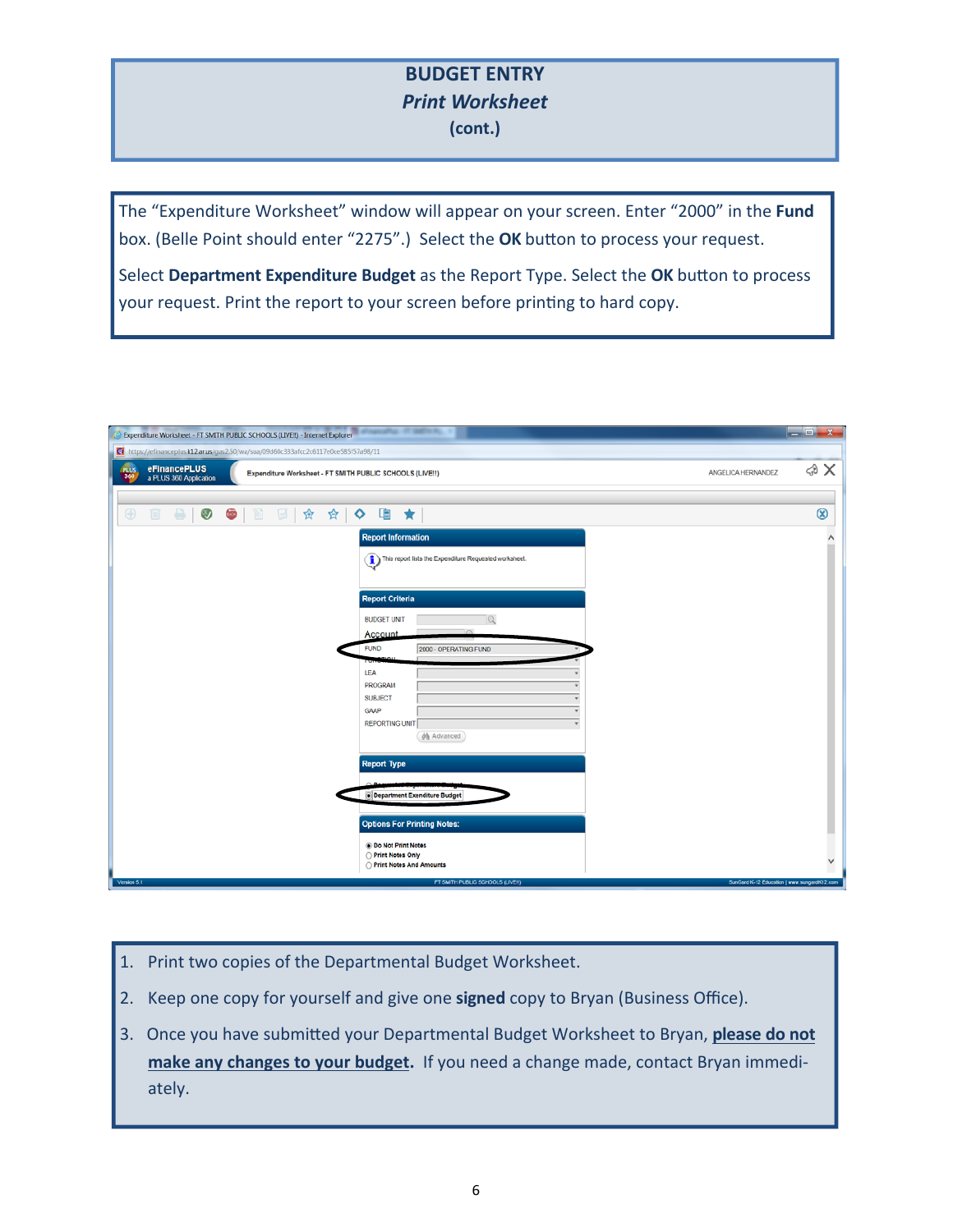# BUDGET ENTRY

## *Print Worksheet*

**(cont.)**

The "Expenditure Worksheet" window will appear on your screen. Enter "2000" in the **Fund** box. (Belle Point should enter "2275".) Select the **OK** button to process your request.

Select **Department Expenditure Budget** as the Report Type. Select the **OK** button to process your request. Print the report to your screen before printing to hard copy.

1. Print two copies of the Departmental Budget Worksheet.
2. Keep one copy for yourself and give one **signed** copy to Bryan (Business Office).
3. Once you have submitted your Departmental Budget Worksheet to Bryan, **please do not make any changes to your budget.** If you need a change made, contact Bryan immediately.